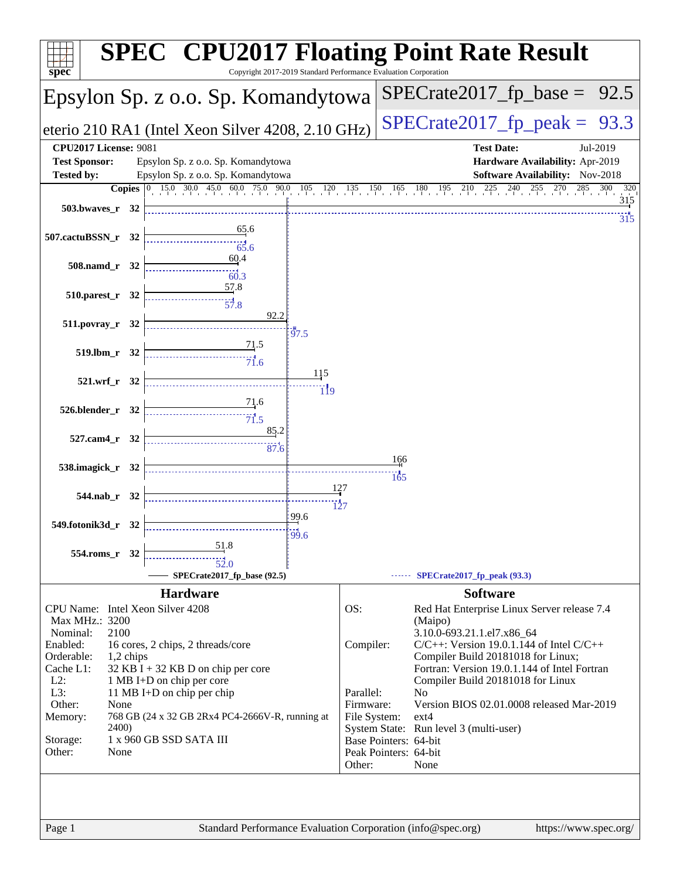# SPEC CPU2017 Floating Point Rate Result

Copyright 2017-2019 Standard Performance Evaluation Corporation

## Epsylon Sp. z o.o. Sp. Komandytowa

**eterio 210 RA1 (Intel Xeon Silver 4208, 2.10 GHz)**

SPECrate2017_fp_base = 92.5

SPECrate2017_fp_peak = 93.3

| | | | |
|---|---|---|---|
| **CPU2017 License:** | 9081 | **Test Date:** | Jul-2019 |
| **Test Sponsor:** | Epsylon Sp. z o.o. Sp. Komandytowa | **Hardware Availability:** | Apr-2019 |
| **Tested by:** | Epsylon Sp. z o.o. Sp. Komandytowa | **Software Availability:** | Nov-2018 |

| Benchmark | Copies | Base | Peak |
|---|---|---|---|
| 503.bwaves_r | 32 | 315 | 315 |
| 507.cactuBSSN_r | 32 | 65.6 | 65.6 |
| 508.namd_r | 32 | 60.4 | 60.3 |
| 510.parest_r | 32 | 57.8 | 57.8 |
| 511.povray_r | 32 | 92.2 | 97.5 |
| 519.lbm_r | 32 | 71.5 | 71.6 |
| 521.wrf_r | 32 | 115 | 119 |
| 526.blender_r | 32 | 71.6 | 71.5 |
| 527.cam4_r | 32 | 85.2 | 87.6 |
| 538.imagick_r | 32 | 166 | 165 |
| 544.nab_r | 32 | 127 | 127 |
| 549.fotonik3d_r | 32 | 99.6 | 99.6 |
| 554.roms_r | 32 | 51.8 | 52.0 |

SPECrate2017_fp_base (92.5) — SPECrate2017_fp_peak (93.3)

## Hardware

| | |
|---|---|
| CPU Name: | Intel Xeon Silver 4208 |
| Max MHz.: | 3200 |
| Nominal: | 2100 |
| Enabled: | 16 cores, 2 chips, 2 threads/core |
| Orderable: | 1,2 chips |
| Cache L1: | 32 KB I + 32 KB D on chip per core |
| L2: | 1 MB I+D on chip per core |
| L3: | 11 MB I+D on chip per chip |
| Other: | None |
| Memory: | 768 GB (24 x 32 GB 2Rx4 PC4-2666V-R, running at 2400) |
| Storage: | 1 x 960 GB SSD SATA III |
| Other: | None |

## Software

| | |
|---|---|
| OS: | Red Hat Enterprise Linux Server release 7.4 (Maipo) 3.10.0-693.21.1.el7.x86_64 |
| Compiler: | C/C++: Version 19.0.1.144 of Intel C/C++ Compiler Build 20181018 for Linux; Fortran: Version 19.0.1.144 of Intel Fortran Compiler Build 20181018 for Linux |
| Parallel: | No |
| Firmware: | Version BIOS 02.01.0008 released Mar-2019 |
| File System: | ext4 |
| System State: | Run level 3 (multi-user) |
| Base Pointers: | 64-bit |
| Peak Pointers: | 64-bit |
| Other: | None |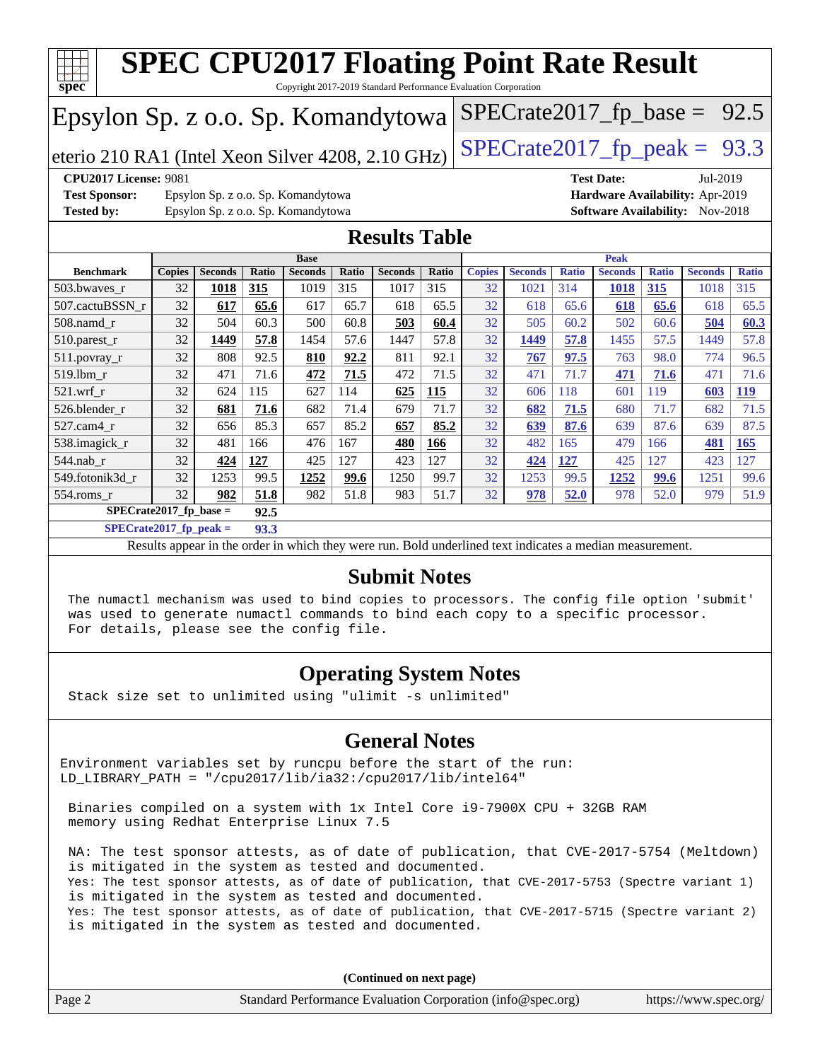# SPEC CPU2017 Floating Point Rate Result

Copyright 2017-2019 Standard Performance Evaluation Corporation

## Epsylon Sp. z o.o. Sp. Komandytowa

eterio 210 RA1 (Intel Xeon Silver 4208, 2.10 GHz)

SPECrate2017_fp_base = 92.5

SPECrate2017_fp_peak = 93.3

**CPU2017 License:** 9081
**Test Sponsor:** Epsylon Sp. z o.o. Sp. Komandytowa
**Tested by:** Epsylon Sp. z o.o. Sp. Komandytowa

**Test Date:** Jul-2019
**Hardware Availability:** Apr-2019
**Software Availability:** Nov-2018

## Results Table

| Benchmark | Base | | | | | | | Peak | | | | | | |
|---|---|---|---|---|---|---|---|---|---|---|---|---|---|---|
| | Copies | Seconds | Ratio | Seconds | Ratio | Seconds | Ratio | Copies | Seconds | Ratio | Seconds | Ratio | Seconds | Ratio |
| 503.bwaves_r | 32 | **1018** | **315** | 1019 | 315 | 1017 | 315 | 32 | 1021 | 314 | **1018** | **315** | 1018 | 315 |
| 507.cactuBSSN_r | 32 | **617** | **65.6** | 617 | 65.7 | 618 | 65.5 | 32 | 618 | 65.6 | **618** | **65.6** | 618 | 65.5 |
| 508.namd_r | 32 | 504 | 60.3 | 500 | 60.8 | **503** | **60.4** | 32 | 505 | 60.2 | 502 | 60.6 | **504** | **60.3** |
| 510.parest_r | 32 | **1449** | **57.8** | 1454 | 57.6 | 1447 | 57.8 | 32 | **1449** | **57.8** | 1455 | 57.5 | 1449 | 57.8 |
| 511.povray_r | 32 | 808 | 92.5 | **810** | **92.2** | 811 | 92.1 | 32 | **767** | **97.5** | 763 | 98.0 | 774 | 96.5 |
| 519.lbm_r | 32 | 471 | 71.6 | **472** | **71.5** | 472 | 71.5 | 32 | 471 | 71.7 | **471** | **71.6** | 471 | 71.6 |
| 521.wrf_r | 32 | 624 | 115 | 627 | 114 | **625** | **115** | 32 | 606 | 118 | 601 | 119 | **603** | **119** |
| 526.blender_r | 32 | **681** | **71.6** | 682 | 71.4 | 679 | 71.7 | 32 | **682** | **71.5** | 680 | 71.7 | 682 | 71.5 |
| 527.cam4_r | 32 | 656 | 85.3 | 657 | 85.2 | **657** | **85.2** | 32 | **639** | **87.6** | 639 | 87.6 | 639 | 87.5 |
| 538.imagick_r | 32 | 481 | 166 | 476 | 167 | **480** | **166** | 32 | 482 | 165 | 479 | 166 | **481** | **165** |
| 544.nab_r | 32 | **424** | **127** | 425 | 127 | 423 | 127 | 32 | **424** | **127** | 425 | 127 | 423 | 127 |
| 549.fotonik3d_r | 32 | 1253 | 99.5 | **1252** | **99.6** | 1250 | 99.7 | 32 | 1253 | 99.5 | **1252** | **99.6** | 1251 | 99.6 |
| 554.roms_r | 32 | **982** | **51.8** | 982 | 51.8 | 983 | 51.7 | 32 | **978** | **52.0** | 978 | 52.0 | 979 | 51.9 |

**SPECrate2017_fp_base = 92.5**

**SPECrate2017_fp_peak = 93.3**

Results appear in the order in which they were run. Bold underlined text indicates a median measurement.

## Submit Notes

The numactl mechanism was used to bind copies to processors. The config file option 'submit' was used to generate numactl commands to bind each copy to a specific processor. For details, please see the config file.

## Operating System Notes

Stack size set to unlimited using "ulimit -s unlimited"

## General Notes

Environment variables set by runcpu before the start of the run:
LD_LIBRARY_PATH = "/cpu2017/lib/ia32:/cpu2017/lib/intel64"

Binaries compiled on a system with 1x Intel Core i9-7900X CPU + 32GB RAM memory using Redhat Enterprise Linux 7.5

NA: The test sponsor attests, as of date of publication, that CVE-2017-5754 (Meltdown) is mitigated in the system as tested and documented.
Yes: The test sponsor attests, as of date of publication, that CVE-2017-5753 (Spectre variant 1) is mitigated in the system as tested and documented.
Yes: The test sponsor attests, as of date of publication, that CVE-2017-5715 (Spectre variant 2) is mitigated in the system as tested and documented.

(Continued on next page)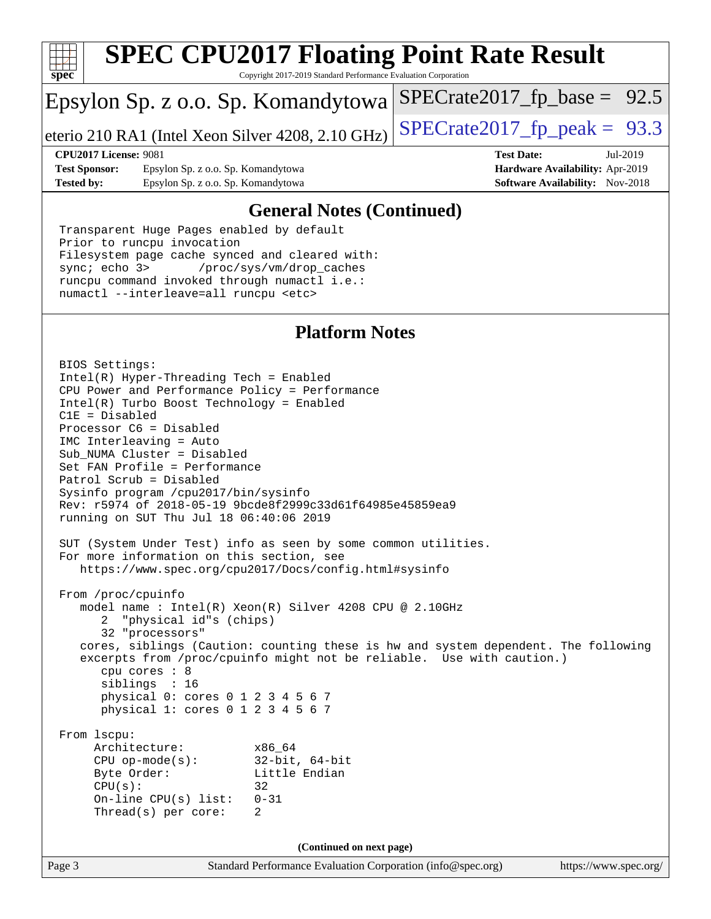# SPEC CPU2017 Floating Point Rate Result

Copyright 2017-2019 Standard Performance Evaluation Corporation

Epsylon Sp. z o.o. Sp. Komandytowa

eterio 210 RA1 (Intel Xeon Silver 4208, 2.10 GHz)

SPECrate2017_fp_base = 92.5

SPECrate2017_fp_peak = 93.3

**CPU2017 License:** 9081
**Test Sponsor:** Epsylon Sp. z o.o. Sp. Komandytowa
**Tested by:** Epsylon Sp. z o.o. Sp. Komandytowa

**Test Date:** Jul-2019
**Hardware Availability:** Apr-2019
**Software Availability:** Nov-2018

## General Notes (Continued)

```
Transparent Huge Pages enabled by default
Prior to runcpu invocation
Filesystem page cache synced and cleared with:
sync; echo 3>       /proc/sys/vm/drop_caches
runcpu command invoked through numactl i.e.:
numactl --interleave=all runcpu <etc>
```

## Platform Notes

```
BIOS Settings:
Intel(R) Hyper-Threading Tech = Enabled
CPU Power and Performance Policy = Performance
Intel(R) Turbo Boost Technology = Enabled
C1E = Disabled
Processor C6 = Disabled
IMC Interleaving = Auto
Sub_NUMA Cluster = Disabled
Set FAN Profile = Performance
Patrol Scrub = Disabled
Sysinfo program /cpu2017/bin/sysinfo
Rev: r5974 of 2018-05-19 9bcde8f2999c33d61f64985e45859ea9
running on SUT Thu Jul 18 06:40:06 2019

SUT (System Under Test) info as seen by some common utilities.
For more information on this section, see
   https://www.spec.org/cpu2017/Docs/config.html#sysinfo

From /proc/cpuinfo
   model name : Intel(R) Xeon(R) Silver 4208 CPU @ 2.10GHz
      2  "physical id"s (chips)
      32 "processors"
   cores, siblings (Caution: counting these is hw and system dependent. The following
   excerpts from /proc/cpuinfo might not be reliable.  Use with caution.)
      cpu cores : 8
      siblings  : 16
      physical 0: cores 0 1 2 3 4 5 6 7
      physical 1: cores 0 1 2 3 4 5 6 7

From lscpu:
     Architecture:          x86_64
     CPU op-mode(s):        32-bit, 64-bit
     Byte Order:            Little Endian
     CPU(s):                32
     On-line CPU(s) list:   0-31
     Thread(s) per core:    2
```

(Continued on next page)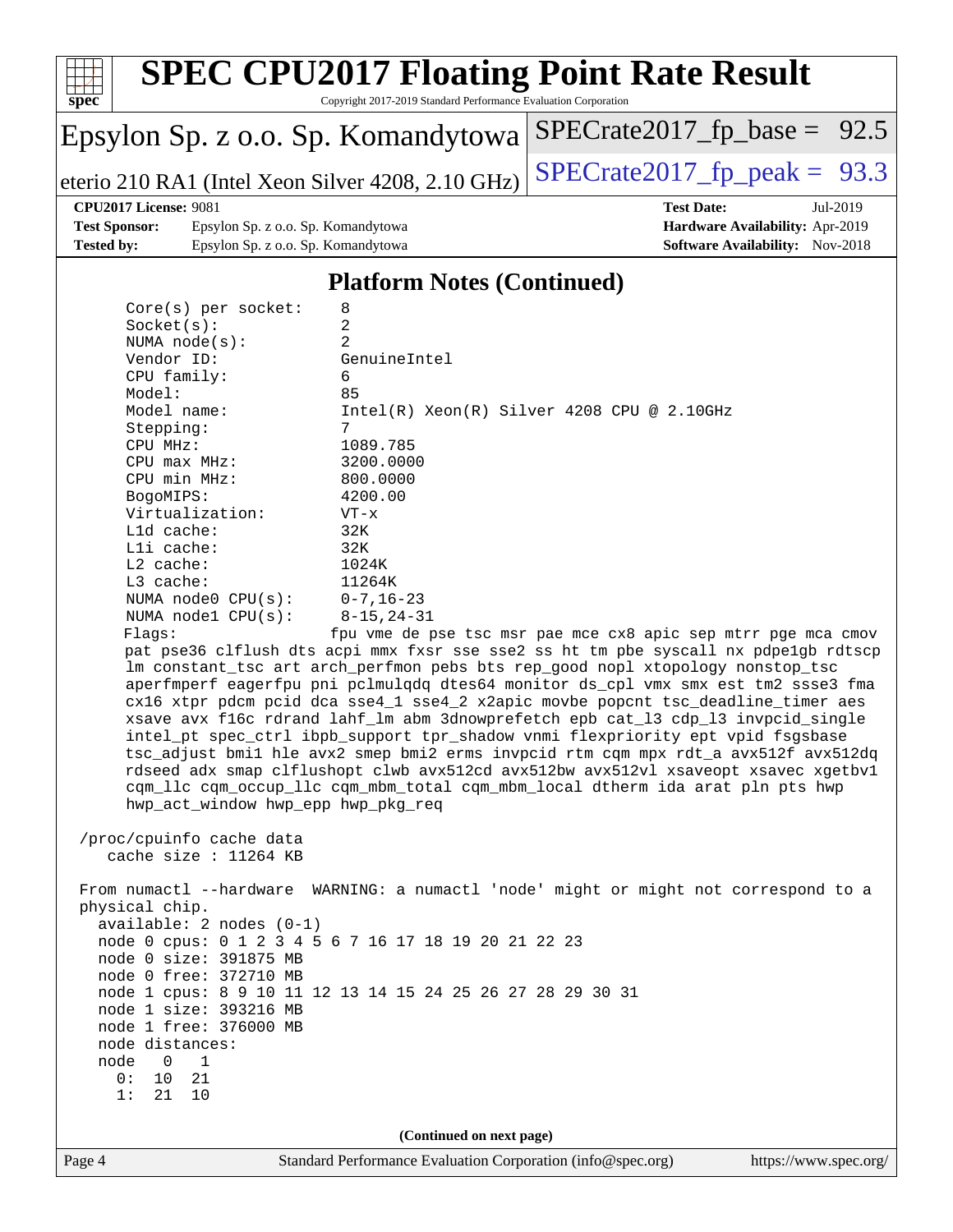## Platform Notes (Continued)

```
Core(s) per socket:    8
Socket(s):             2
NUMA node(s):          2
Vendor ID:             GenuineIntel
CPU family:            6
Model:                 85
Model name:            Intel(R) Xeon(R) Silver 4208 CPU @ 2.10GHz
Stepping:              7
CPU MHz:               1089.785
CPU max MHz:           3200.0000
CPU min MHz:           800.0000
BogoMIPS:              4200.00
Virtualization:        VT-x
L1d cache:             32K
L1i cache:             32K
L2 cache:              1024K
L3 cache:              11264K
NUMA node0 CPU(s):     0-7,16-23
NUMA node1 CPU(s):     8-15,24-31
Flags:                 fpu vme de pse tsc msr pae mce cx8 apic sep mtrr pge mca cmov
pat pse36 clflush dts acpi mmx fxsr sse sse2 ss ht tm pbe syscall nx pdpe1gb rdtscp
lm constant_tsc art arch_perfmon pebs bts rep_good nopl xtopology nonstop_tsc
aperfmperf eagerfpu pni pclmulqdq dtes64 monitor ds_cpl vmx smx est tm2 ssse3 fma
cx16 xtpr pdcm pcid dca sse4_1 sse4_2 x2apic movbe popcnt tsc_deadline_timer aes
xsave avx f16c rdrand lahf_lm abm 3dnowprefetch epb cat_l3 cdp_l3 invpcid_single
intel_pt spec_ctrl ibpb_support tpr_shadow vnmi flexpriority ept vpid fsgsbase
tsc_adjust bmi1 hle avx2 smep bmi2 erms invpcid rtm cqm mpx rdt_a avx512f avx512dq
rdseed adx smap clflushopt clwb avx512cd avx512bw avx512vl xsaveopt xsavec xgetbv1
cqm_llc cqm_occup_llc cqm_mbm_total cqm_mbm_local dtherm ida arat pln pts hwp
hwp_act_window hwp_epp hwp_pkg_req

/proc/cpuinfo cache data
   cache size : 11264 KB

From numactl --hardware  WARNING: a numactl 'node' might or might not correspond to a
physical chip.
  available: 2 nodes (0-1)
  node 0 cpus: 0 1 2 3 4 5 6 7 16 17 18 19 20 21 22 23
  node 0 size: 391875 MB
  node 0 free: 372710 MB
  node 1 cpus: 8 9 10 11 12 13 14 15 24 25 26 27 28 29 30 31
  node 1 size: 393216 MB
  node 1 free: 376000 MB
  node distances:
  node   0   1
    0:  10  21
    1:  21  10
```

(Continued on next page)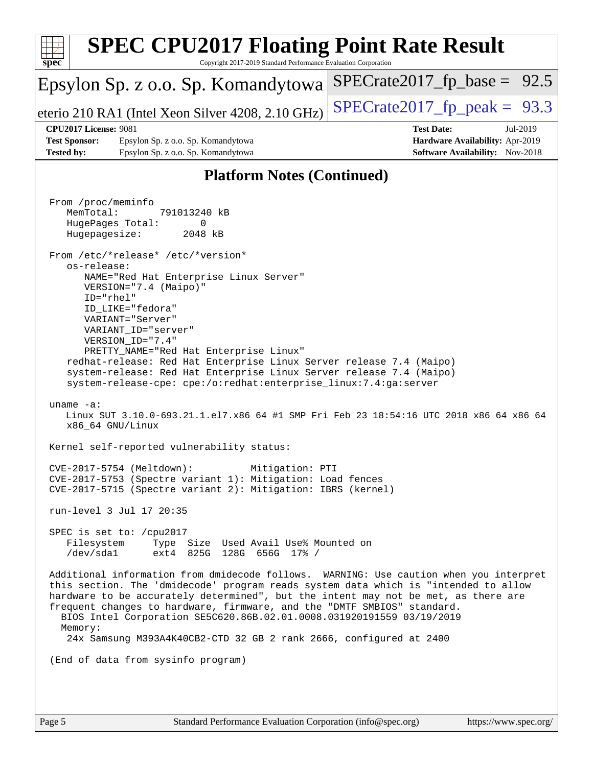## Platform Notes (Continued)

```
From /proc/meminfo
   MemTotal:       791013240 kB
   HugePages_Total:       0
   Hugepagesize:       2048 kB

From /etc/*release* /etc/*version*
   os-release:
      NAME="Red Hat Enterprise Linux Server"
      VERSION="7.4 (Maipo)"
      ID="rhel"
      ID_LIKE="fedora"
      VARIANT="Server"
      VARIANT_ID="server"
      VERSION_ID="7.4"
      PRETTY_NAME="Red Hat Enterprise Linux"
   redhat-release: Red Hat Enterprise Linux Server release 7.4 (Maipo)
   system-release: Red Hat Enterprise Linux Server release 7.4 (Maipo)
   system-release-cpe: cpe:/o:redhat:enterprise_linux:7.4:ga:server

uname -a:
   Linux SUT 3.10.0-693.21.1.el7.x86_64 #1 SMP Fri Feb 23 18:54:16 UTC 2018 x86_64 x86_64
   x86_64 GNU/Linux

Kernel self-reported vulnerability status:

CVE-2017-5754 (Meltdown):          Mitigation: PTI
CVE-2017-5753 (Spectre variant 1): Mitigation: Load fences
CVE-2017-5715 (Spectre variant 2): Mitigation: IBRS (kernel)

run-level 3 Jul 17 20:35

SPEC is set to: /cpu2017
   Filesystem     Type  Size  Used Avail Use% Mounted on
   /dev/sda1      ext4  825G  128G  656G  17% /

Additional information from dmidecode follows.  WARNING: Use caution when you interpret
this section. The 'dmidecode' program reads system data which is "intended to allow
hardware to be accurately determined", but the intent may not be met, as there are
frequent changes to hardware, firmware, and the "DMTF SMBIOS" standard.
  BIOS Intel Corporation SE5C620.86B.02.01.0008.031920191559 03/19/2019
  Memory:
   24x Samsung M393A4K40CB2-CTD 32 GB 2 rank 2666, configured at 2400

(End of data from sysinfo program)
```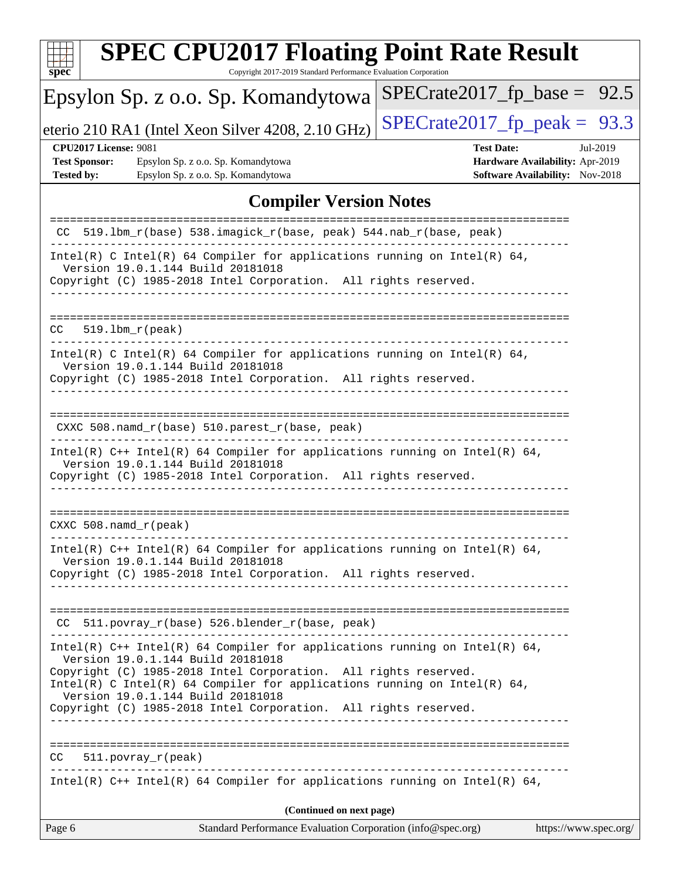## Compiler Version Notes

```
==============================================================================
 CC  519.lbm_r(base) 538.imagick_r(base, peak) 544.nab_r(base, peak)
------------------------------------------------------------------------------
Intel(R) C Intel(R) 64 Compiler for applications running on Intel(R) 64,
  Version 19.0.1.144 Build 20181018
Copyright (C) 1985-2018 Intel Corporation.  All rights reserved.
------------------------------------------------------------------------------

==============================================================================
CC   519.lbm_r(peak)
------------------------------------------------------------------------------
Intel(R) C Intel(R) 64 Compiler for applications running on Intel(R) 64,
  Version 19.0.1.144 Build 20181018
Copyright (C) 1985-2018 Intel Corporation.  All rights reserved.
------------------------------------------------------------------------------

==============================================================================
 CXXC 508.namd_r(base) 510.parest_r(base, peak)
------------------------------------------------------------------------------
Intel(R) C++ Intel(R) 64 Compiler for applications running on Intel(R) 64,
  Version 19.0.1.144 Build 20181018
Copyright (C) 1985-2018 Intel Corporation.  All rights reserved.
------------------------------------------------------------------------------

==============================================================================
CXXC 508.namd_r(peak)
------------------------------------------------------------------------------
Intel(R) C++ Intel(R) 64 Compiler for applications running on Intel(R) 64,
  Version 19.0.1.144 Build 20181018
Copyright (C) 1985-2018 Intel Corporation.  All rights reserved.
------------------------------------------------------------------------------

==============================================================================
 CC  511.povray_r(base) 526.blender_r(base, peak)
------------------------------------------------------------------------------
Intel(R) C++ Intel(R) 64 Compiler for applications running on Intel(R) 64,
  Version 19.0.1.144 Build 20181018
Copyright (C) 1985-2018 Intel Corporation.  All rights reserved.
Intel(R) C Intel(R) 64 Compiler for applications running on Intel(R) 64,
  Version 19.0.1.144 Build 20181018
Copyright (C) 1985-2018 Intel Corporation.  All rights reserved.
------------------------------------------------------------------------------

==============================================================================
CC   511.povray_r(peak)
------------------------------------------------------------------------------
Intel(R) C++ Intel(R) 64 Compiler for applications running on Intel(R) 64,
```

**(Continued on next page)**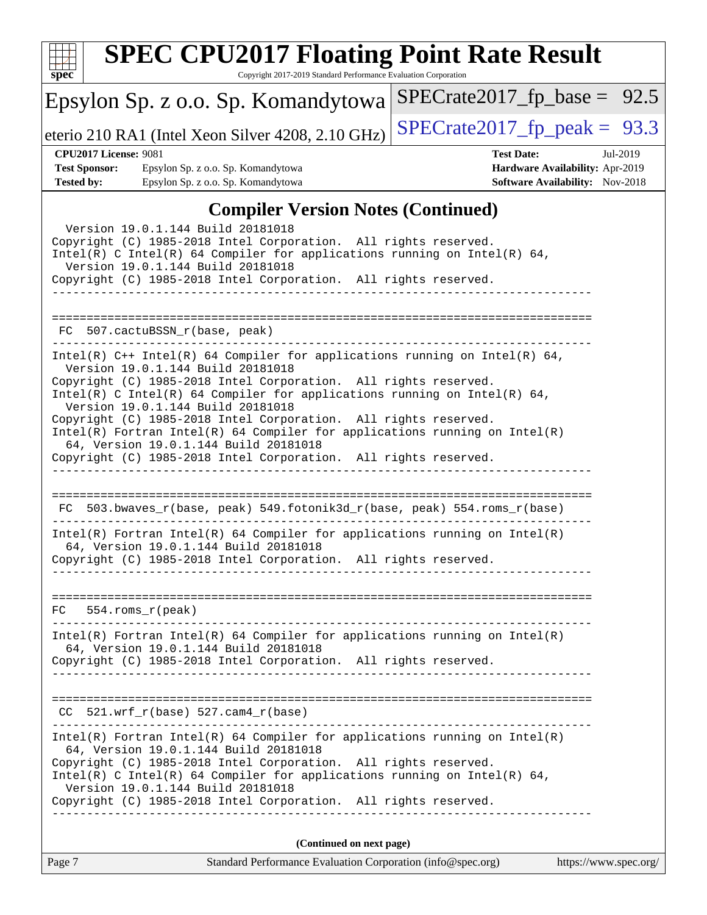## Compiler Version Notes (Continued)

```
  Version 19.0.1.144 Build 20181018
Copyright (C) 1985-2018 Intel Corporation.  All rights reserved.
Intel(R) C Intel(R) 64 Compiler for applications running on Intel(R) 64,
  Version 19.0.1.144 Build 20181018
Copyright (C) 1985-2018 Intel Corporation.  All rights reserved.
------------------------------------------------------------------------------

==============================================================================
 FC  507.cactuBSSN_r(base, peak)
------------------------------------------------------------------------------
Intel(R) C++ Intel(R) 64 Compiler for applications running on Intel(R) 64,
  Version 19.0.1.144 Build 20181018
Copyright (C) 1985-2018 Intel Corporation.  All rights reserved.
Intel(R) C Intel(R) 64 Compiler for applications running on Intel(R) 64,
  Version 19.0.1.144 Build 20181018
Copyright (C) 1985-2018 Intel Corporation.  All rights reserved.
Intel(R) Fortran Intel(R) 64 Compiler for applications running on Intel(R)
  64, Version 19.0.1.144 Build 20181018
Copyright (C) 1985-2018 Intel Corporation.  All rights reserved.
------------------------------------------------------------------------------

==============================================================================
 FC  503.bwaves_r(base, peak) 549.fotonik3d_r(base, peak) 554.roms_r(base)
------------------------------------------------------------------------------
Intel(R) Fortran Intel(R) 64 Compiler for applications running on Intel(R)
  64, Version 19.0.1.144 Build 20181018
Copyright (C) 1985-2018 Intel Corporation.  All rights reserved.
------------------------------------------------------------------------------

==============================================================================
 FC   554.roms_r(peak)
------------------------------------------------------------------------------
Intel(R) Fortran Intel(R) 64 Compiler for applications running on Intel(R)
  64, Version 19.0.1.144 Build 20181018
Copyright (C) 1985-2018 Intel Corporation.  All rights reserved.
------------------------------------------------------------------------------

==============================================================================
 CC  521.wrf_r(base) 527.cam4_r(base)
------------------------------------------------------------------------------
Intel(R) Fortran Intel(R) 64 Compiler for applications running on Intel(R)
  64, Version 19.0.1.144 Build 20181018
Copyright (C) 1985-2018 Intel Corporation.  All rights reserved.
Intel(R) C Intel(R) 64 Compiler for applications running on Intel(R) 64,
  Version 19.0.1.144 Build 20181018
Copyright (C) 1985-2018 Intel Corporation.  All rights reserved.
------------------------------------------------------------------------------
```

**(Continued on next page)**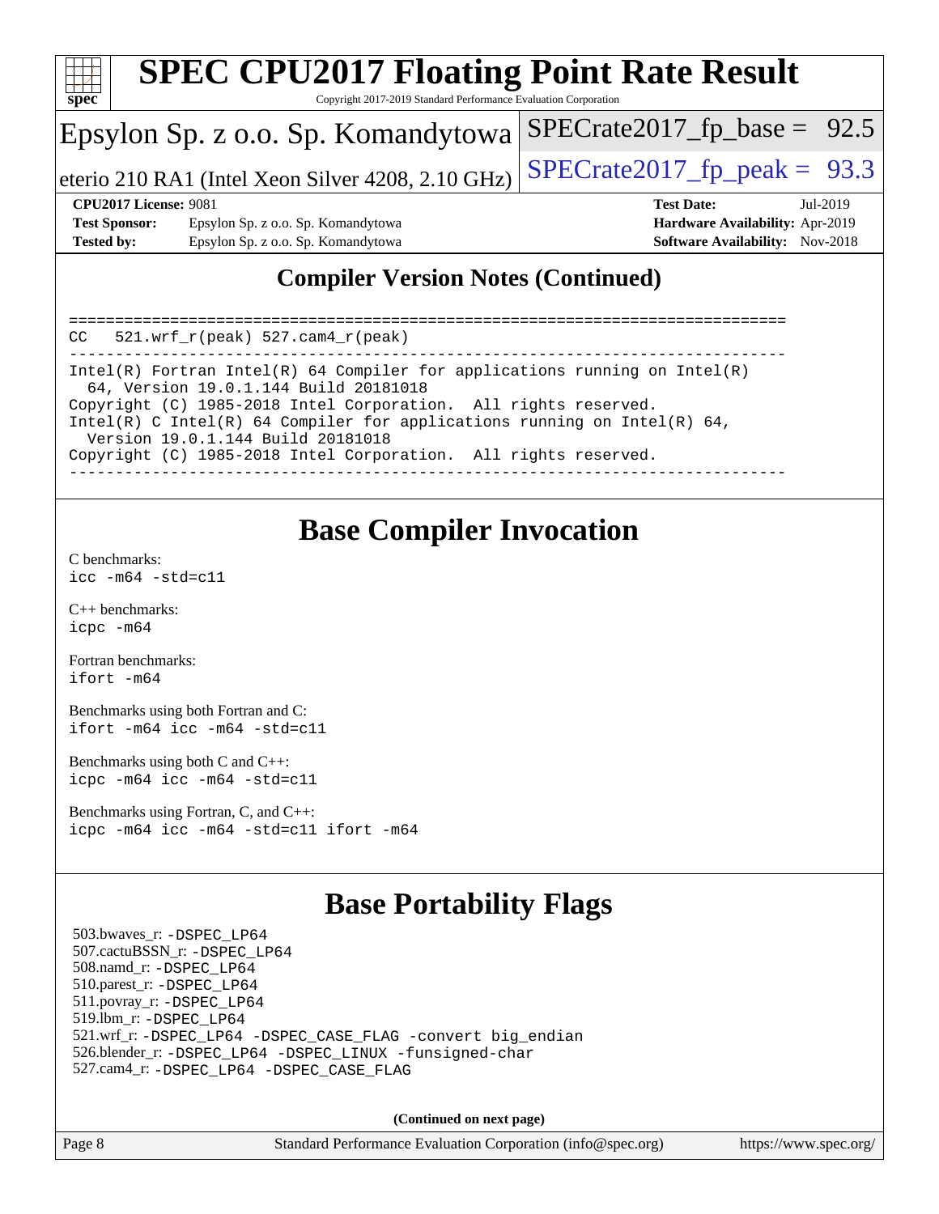## Compiler Version Notes (Continued)

```
==============================================================================
CC   521.wrf_r(peak) 527.cam4_r(peak)
------------------------------------------------------------------------------
Intel(R) Fortran Intel(R) 64 Compiler for applications running on Intel(R)
  64, Version 19.0.1.144 Build 20181018
Copyright (C) 1985-2018 Intel Corporation.  All rights reserved.
Intel(R) C Intel(R) 64 Compiler for applications running on Intel(R) 64,
  Version 19.0.1.144 Build 20181018
Copyright (C) 1985-2018 Intel Corporation.  All rights reserved.
------------------------------------------------------------------------------
```

## Base Compiler Invocation

C benchmarks:
`icc -m64 -std=c11`

C++ benchmarks:
`icpc -m64`

Fortran benchmarks:
`ifort -m64`

Benchmarks using both Fortran and C:
`ifort -m64 icc -m64 -std=c11`

Benchmarks using both C and C++:
`icpc -m64 icc -m64 -std=c11`

Benchmarks using Fortran, C, and C++:
`icpc -m64 icc -m64 -std=c11 ifort -m64`

## Base Portability Flags

503.bwaves_r: `-DSPEC_LP64`
507.cactuBSSN_r: `-DSPEC_LP64`
508.namd_r: `-DSPEC_LP64`
510.parest_r: `-DSPEC_LP64`
511.povray_r: `-DSPEC_LP64`
519.lbm_r: `-DSPEC_LP64`
521.wrf_r: `-DSPEC_LP64 -DSPEC_CASE_FLAG -convert big_endian`
526.blender_r: `-DSPEC_LP64 -DSPEC_LINUX -funsigned-char`
527.cam4_r: `-DSPEC_LP64 -DSPEC_CASE_FLAG`

**(Continued on next page)**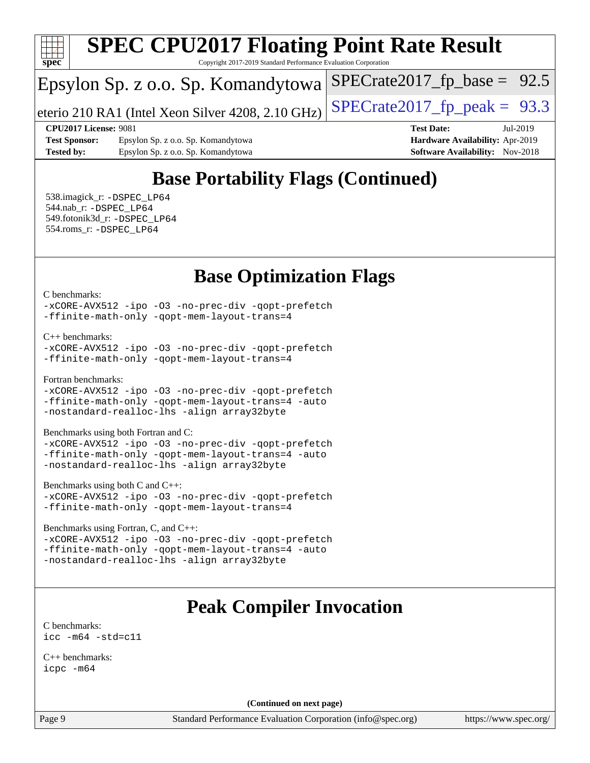## Base Portability Flags (Continued)

538.imagick_r: -DSPEC_LP64
544.nab_r: -DSPEC_LP64
549.fotonik3d_r: -DSPEC_LP64
554.roms_r: -DSPEC_LP64

## Base Optimization Flags

C benchmarks:
```
-xCORE-AVX512 -ipo -O3 -no-prec-div -qopt-prefetch
-ffinite-math-only -qopt-mem-layout-trans=4
```

C++ benchmarks:
```
-xCORE-AVX512 -ipo -O3 -no-prec-div -qopt-prefetch
-ffinite-math-only -qopt-mem-layout-trans=4
```

Fortran benchmarks:
```
-xCORE-AVX512 -ipo -O3 -no-prec-div -qopt-prefetch
-ffinite-math-only -qopt-mem-layout-trans=4 -auto
-nostandard-realloc-lhs -align array32byte
```

Benchmarks using both Fortran and C:
```
-xCORE-AVX512 -ipo -O3 -no-prec-div -qopt-prefetch
-ffinite-math-only -qopt-mem-layout-trans=4 -auto
-nostandard-realloc-lhs -align array32byte
```

Benchmarks using both C and C++:
```
-xCORE-AVX512 -ipo -O3 -no-prec-div -qopt-prefetch
-ffinite-math-only -qopt-mem-layout-trans=4
```

Benchmarks using Fortran, C, and C++:
```
-xCORE-AVX512 -ipo -O3 -no-prec-div -qopt-prefetch
-ffinite-math-only -qopt-mem-layout-trans=4 -auto
-nostandard-realloc-lhs -align array32byte
```

## Peak Compiler Invocation

C benchmarks:
```
icc -m64 -std=c11
```

C++ benchmarks:
```
icpc -m64
```

**(Continued on next page)**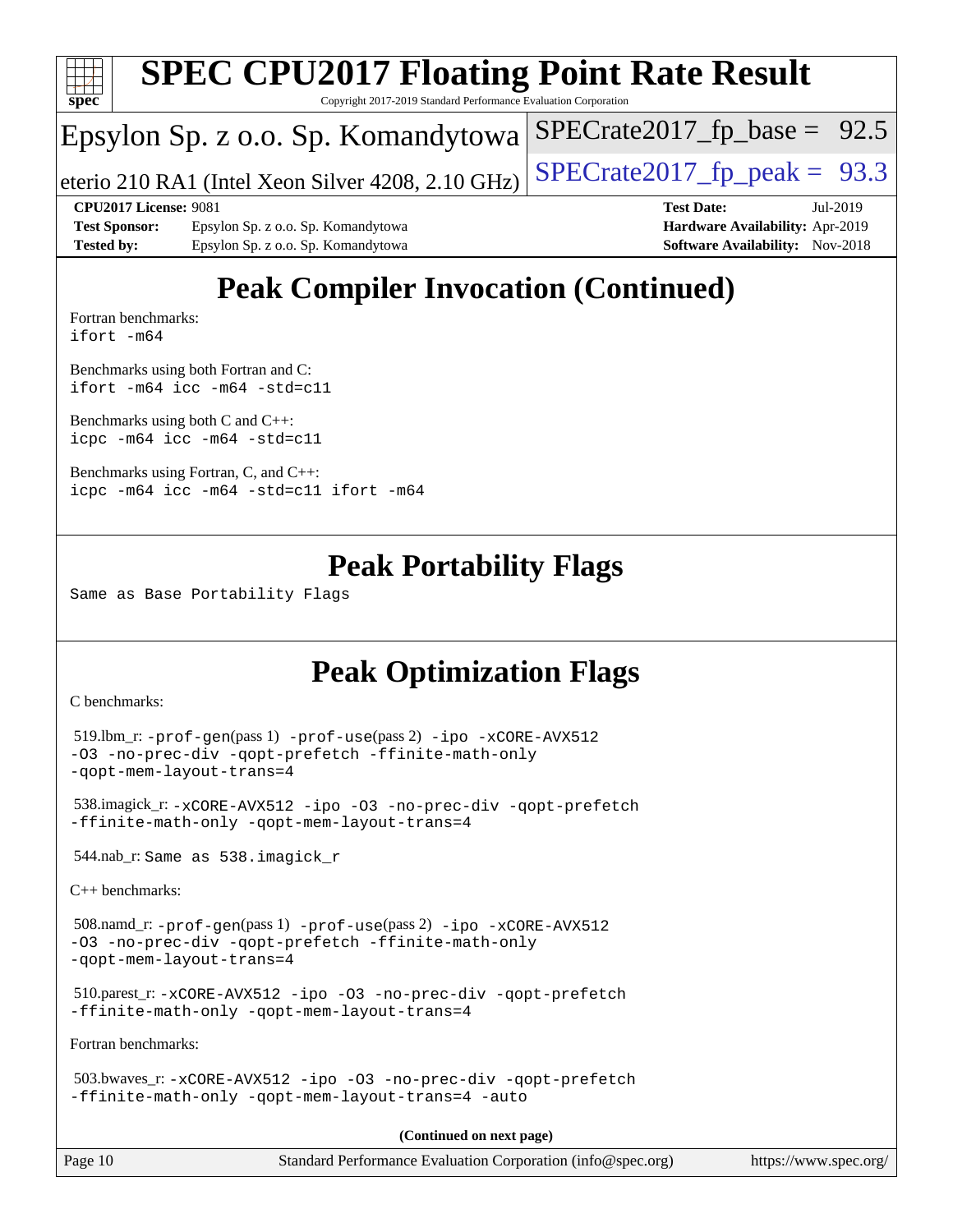# SPEC CPU2017 Floating Point Rate Result

Copyright 2017-2019 Standard Performance Evaluation Corporation

Epsylon Sp. z o.o. Sp. Komandytowa

eterio 210 RA1 (Intel Xeon Silver 4208, 2.10 GHz)

SPECrate2017_fp_base = 92.5

SPECrate2017_fp_peak = 93.3

**CPU2017 License:** 9081
**Test Sponsor:** Epsylon Sp. z o.o. Sp. Komandytowa
**Tested by:** Epsylon Sp. z o.o. Sp. Komandytowa

**Test Date:** Jul-2019
**Hardware Availability:** Apr-2019
**Software Availability:** Nov-2018

## Peak Compiler Invocation (Continued)

Fortran benchmarks:
`ifort -m64`

Benchmarks using both Fortran and C:
`ifort -m64 icc -m64 -std=c11`

Benchmarks using both C and C++:
`icpc -m64 icc -m64 -std=c11`

Benchmarks using Fortran, C, and C++:
`icpc -m64 icc -m64 -std=c11 ifort -m64`

## Peak Portability Flags

Same as Base Portability Flags

## Peak Optimization Flags

C benchmarks:

519.lbm_r: `-prof-gen`(pass 1) `-prof-use`(pass 2) `-ipo -xCORE-AVX512 -O3 -no-prec-div -qopt-prefetch -ffinite-math-only -qopt-mem-layout-trans=4`

538.imagick_r: `-xCORE-AVX512 -ipo -O3 -no-prec-div -qopt-prefetch -ffinite-math-only -qopt-mem-layout-trans=4`

544.nab_r: Same as 538.imagick_r

C++ benchmarks:

508.namd_r: `-prof-gen`(pass 1) `-prof-use`(pass 2) `-ipo -xCORE-AVX512 -O3 -no-prec-div -qopt-prefetch -ffinite-math-only -qopt-mem-layout-trans=4`

510.parest_r: `-xCORE-AVX512 -ipo -O3 -no-prec-div -qopt-prefetch -ffinite-math-only -qopt-mem-layout-trans=4`

Fortran benchmarks:

503.bwaves_r: `-xCORE-AVX512 -ipo -O3 -no-prec-div -qopt-prefetch -ffinite-math-only -qopt-mem-layout-trans=4 -auto`

**(Continued on next page)**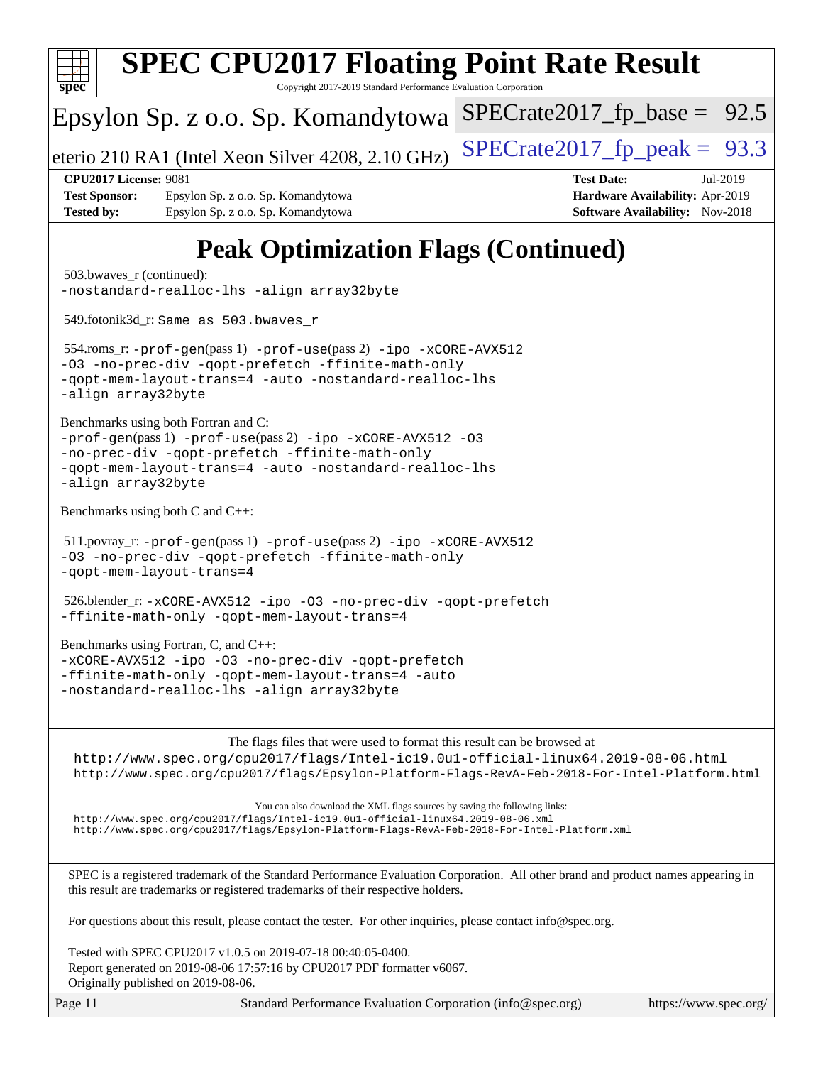# Peak Optimization Flags (Continued)

503.bwaves_r (continued):
-nostandard-realloc-lhs -align array32byte

549.fotonik3d_r: Same as 503.bwaves_r

554.roms_r: -prof-gen(pass 1) -prof-use(pass 2) -ipo -xCORE-AVX512
-O3 -no-prec-div -qopt-prefetch -ffinite-math-only
-qopt-mem-layout-trans=4 -auto -nostandard-realloc-lhs
-align array32byte

Benchmarks using both Fortran and C:
-prof-gen(pass 1) -prof-use(pass 2) -ipo -xCORE-AVX512 -O3
-no-prec-div -qopt-prefetch -ffinite-math-only
-qopt-mem-layout-trans=4 -auto -nostandard-realloc-lhs
-align array32byte

Benchmarks using both C and C++:

511.povray_r: -prof-gen(pass 1) -prof-use(pass 2) -ipo -xCORE-AVX512
-O3 -no-prec-div -qopt-prefetch -ffinite-math-only
-qopt-mem-layout-trans=4

526.blender_r: -xCORE-AVX512 -ipo -O3 -no-prec-div -qopt-prefetch
-ffinite-math-only -qopt-mem-layout-trans=4

Benchmarks using Fortran, C, and C++:
-xCORE-AVX512 -ipo -O3 -no-prec-div -qopt-prefetch
-ffinite-math-only -qopt-mem-layout-trans=4 -auto
-nostandard-realloc-lhs -align array32byte

The flags files that were used to format this result can be browsed at
http://www.spec.org/cpu2017/flags/Intel-ic19.0u1-official-linux64.2019-08-06.html
http://www.spec.org/cpu2017/flags/Epsylon-Platform-Flags-RevA-Feb-2018-For-Intel-Platform.html

You can also download the XML flags sources by saving the following links:
http://www.spec.org/cpu2017/flags/Intel-ic19.0u1-official-linux64.2019-08-06.xml
http://www.spec.org/cpu2017/flags/Epsylon-Platform-Flags-RevA-Feb-2018-For-Intel-Platform.xml

SPEC is a registered trademark of the Standard Performance Evaluation Corporation. All other brand and product names appearing in this result are trademarks or registered trademarks of their respective holders.

For questions about this result, please contact the tester. For other inquiries, please contact info@spec.org.

Tested with SPEC CPU2017 v1.0.5 on 2019-07-18 00:40:05-0400.
Report generated on 2019-08-06 17:57:16 by CPU2017 PDF formatter v6067.
Originally published on 2019-08-06.